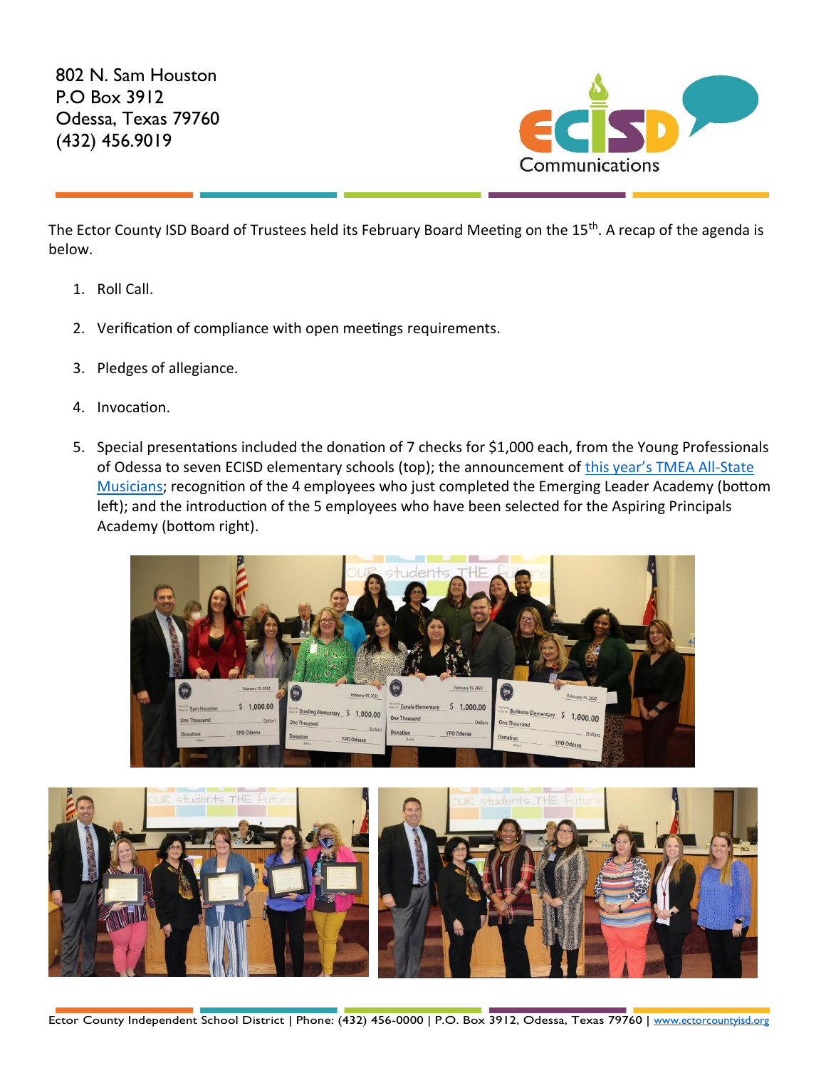802 N. Sam Houston
P.O Box 3912
Odessa, Texas 79760
(432) 456.9019

The Ector County ISD Board of Trustees held its February Board Meeting on the 15th. A recap of the agenda is below.

1. Roll Call.

2. Verification of compliance with open meetings requirements.

3. Pledges of allegiance.

4. Invocation.

5. Special presentations included the donation of 7 checks for $1,000 each, from the Young Professionals of Odessa to seven ECISD elementary schools (top); the announcement of [this year's TMEA All-State Musicians]; recognition of the 4 employees who just completed the Emerging Leader Academy (bottom left); and the introduction of the 5 employees who have been selected for the Aspiring Principals Academy (bottom right).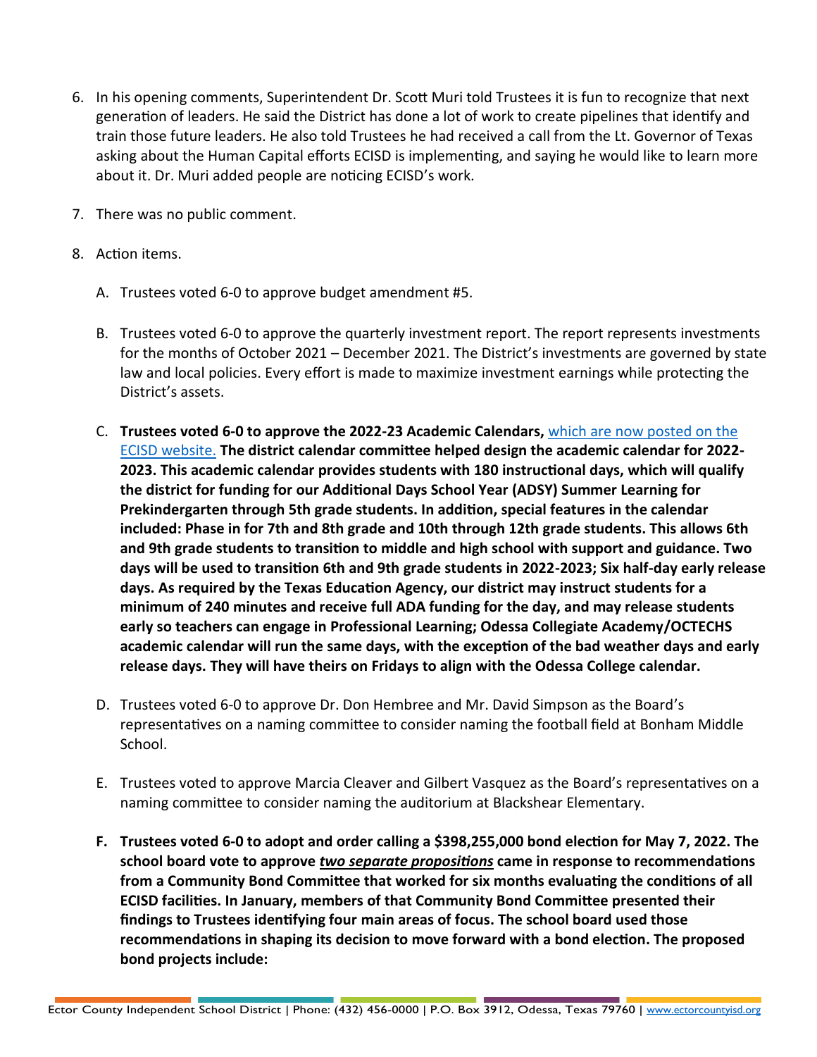6. In his opening comments, Superintendent Dr. Scott Muri told Trustees it is fun to recognize that next generation of leaders. He said the District has done a lot of work to create pipelines that identify and train those future leaders. He also told Trustees he had received a call from the Lt. Governor of Texas asking about the Human Capital efforts ECISD is implementing, and saying he would like to learn more about it. Dr. Muri added people are noticing ECISD's work.

7. There was no public comment.

8. Action items.

   A. Trustees voted 6-0 to approve budget amendment #5.

   B. Trustees voted 6-0 to approve the quarterly investment report. The report represents investments for the months of October 2021 – December 2021. The District's investments are governed by state law and local policies. Every effort is made to maximize investment earnings while protecting the District's assets.

   C. **Trustees voted 6-0 to approve the 2022-23 Academic Calendars,** which are now posted on the ECISD website. **The district calendar committee helped design the academic calendar for 2022-2023. This academic calendar provides students with 180 instructional days, which will qualify the district for funding for our Additional Days School Year (ADSY) Summer Learning for Prekindergarten through 5th grade students. In addition, special features in the calendar included: Phase in for 7th and 8th grade and 10th through 12th grade students. This allows 6th and 9th grade students to transition to middle and high school with support and guidance. Two days will be used to transition 6th and 9th grade students in 2022-2023; Six half-day early release days. As required by the Texas Education Agency, our district may instruct students for a minimum of 240 minutes and receive full ADA funding for the day, and may release students early so teachers can engage in Professional Learning; Odessa Collegiate Academy/OCTECHS academic calendar will run the same days, with the exception of the bad weather days and early release days. They will have theirs on Fridays to align with the Odessa College calendar.**

   D. Trustees voted 6-0 to approve Dr. Don Hembree and Mr. David Simpson as the Board's representatives on a naming committee to consider naming the football field at Bonham Middle School.

   E. Trustees voted to approve Marcia Cleaver and Gilbert Vasquez as the Board's representatives on a naming committee to consider naming the auditorium at Blackshear Elementary.

   **F. Trustees voted 6-0 to adopt and order calling a $398,255,000 bond election for May 7, 2022. The school board vote to approve *two separate propositions* came in response to recommendations from a Community Bond Committee that worked for six months evaluating the conditions of all ECISD facilities. In January, members of that Community Bond Committee presented their findings to Trustees identifying four main areas of focus. The school board used those recommendations in shaping its decision to move forward with a bond election. The proposed bond projects include:**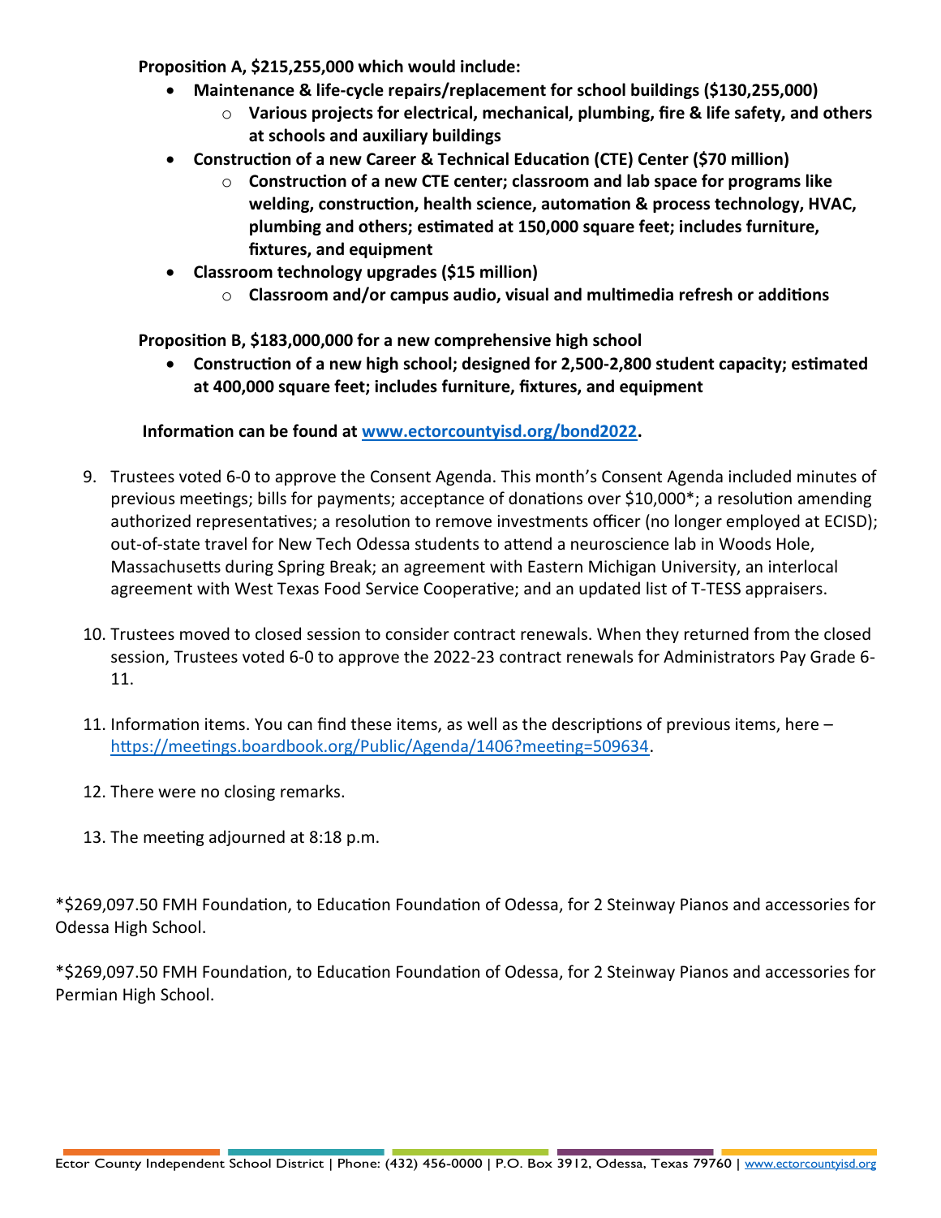**Proposition A, $215,255,000 which would include:**

- **Maintenance & life-cycle repairs/replacement for school buildings ($130,255,000)**
    - **Various projects for electrical, mechanical, plumbing, fire & life safety, and others at schools and auxiliary buildings**
- **Construction of a new Career & Technical Education (CTE) Center ($70 million)**
    - **Construction of a new CTE center; classroom and lab space for programs like welding, construction, health science, automation & process technology, HVAC, plumbing and others; estimated at 150,000 square feet; includes furniture, fixtures, and equipment**
- **Classroom technology upgrades ($15 million)**
    - **Classroom and/or campus audio, visual and multimedia refresh or additions**

**Proposition B, $183,000,000 for a new comprehensive high school**

- **Construction of a new high school; designed for 2,500-2,800 student capacity; estimated at 400,000 square feet; includes furniture, fixtures, and equipment**

**Information can be found at [www.ectorcountyisd.org/bond2022](www.ectorcountyisd.org/bond2022).**

9. Trustees voted 6-0 to approve the Consent Agenda. This month's Consent Agenda included minutes of previous meetings; bills for payments; acceptance of donations over $10,000*; a resolution amending authorized representatives; a resolution to remove investments officer (no longer employed at ECISD); out-of-state travel for New Tech Odessa students to attend a neuroscience lab in Woods Hole, Massachusetts during Spring Break; an agreement with Eastern Michigan University, an interlocal agreement with West Texas Food Service Cooperative; and an updated list of T-TESS appraisers.

10. Trustees moved to closed session to consider contract renewals. When they returned from the closed session, Trustees voted 6-0 to approve the 2022-23 contract renewals for Administrators Pay Grade 6-11.

11. Information items. You can find these items, as well as the descriptions of previous items, here – [https://meetings.boardbook.org/Public/Agenda/1406?meeting=509634](https://meetings.boardbook.org/Public/Agenda/1406?meeting=509634).

12. There were no closing remarks.

13. The meeting adjourned at 8:18 p.m.

*$269,097.50 FMH Foundation, to Education Foundation of Odessa, for 2 Steinway Pianos and accessories for Odessa High School.

*$269,097.50 FMH Foundation, to Education Foundation of Odessa, for 2 Steinway Pianos and accessories for Permian High School.